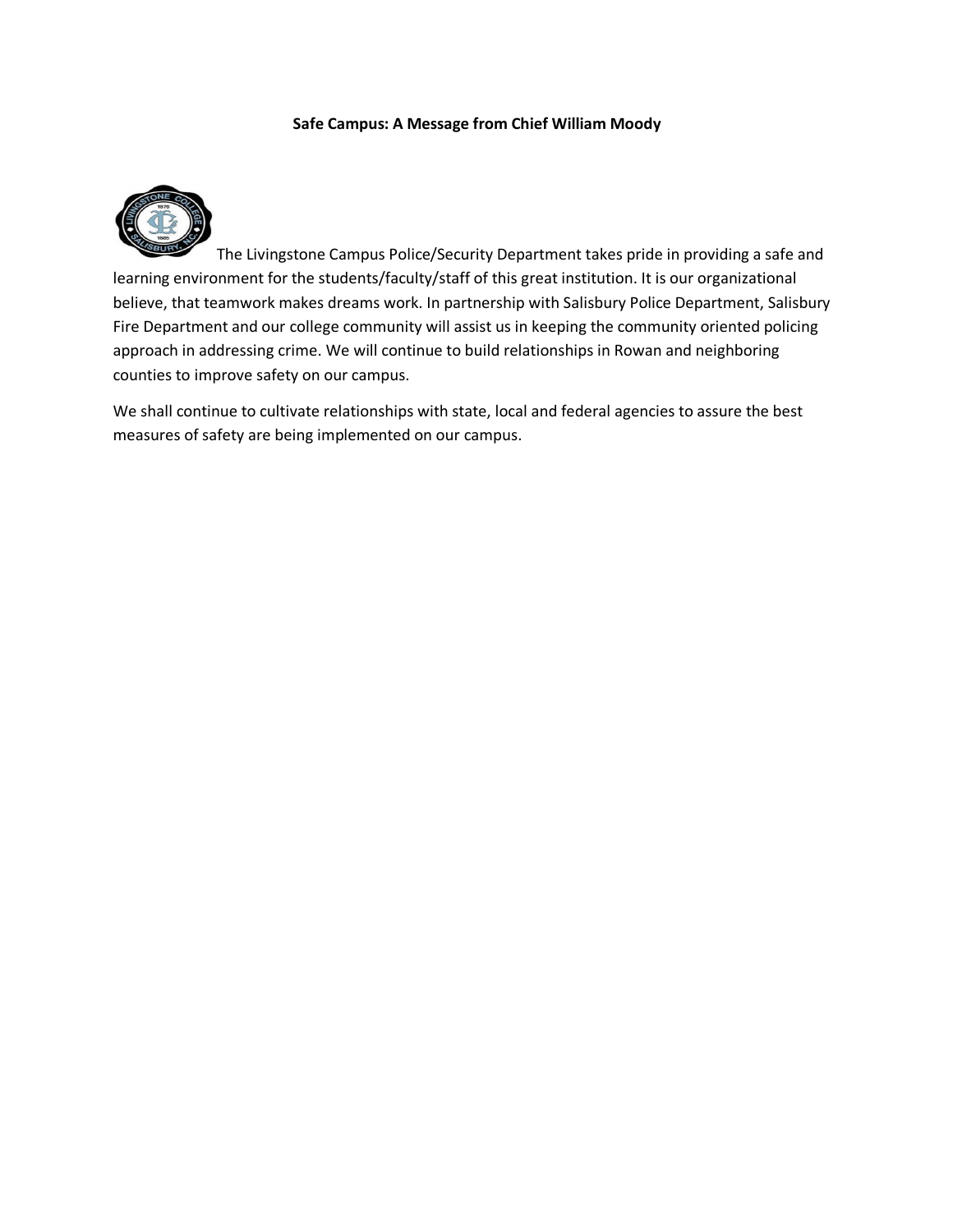**Safe Campus: A Message from Chief William Moody**

The Livingstone Campus Police/Security Department takes pride in providing a safe and learning environment for the students/faculty/staff of this great institution. It is our organizational believe, that teamwork makes dreams work. In partnership with Salisbury Police Department, Salisbury Fire Department and our college community will assist us in keeping the community oriented policing approach in addressing crime. We will continue to build relationships in Rowan and neighboring counties to improve safety on our campus.

We shall continue to cultivate relationships with state, local and federal agencies to assure the best measures of safety are being implemented on our campus.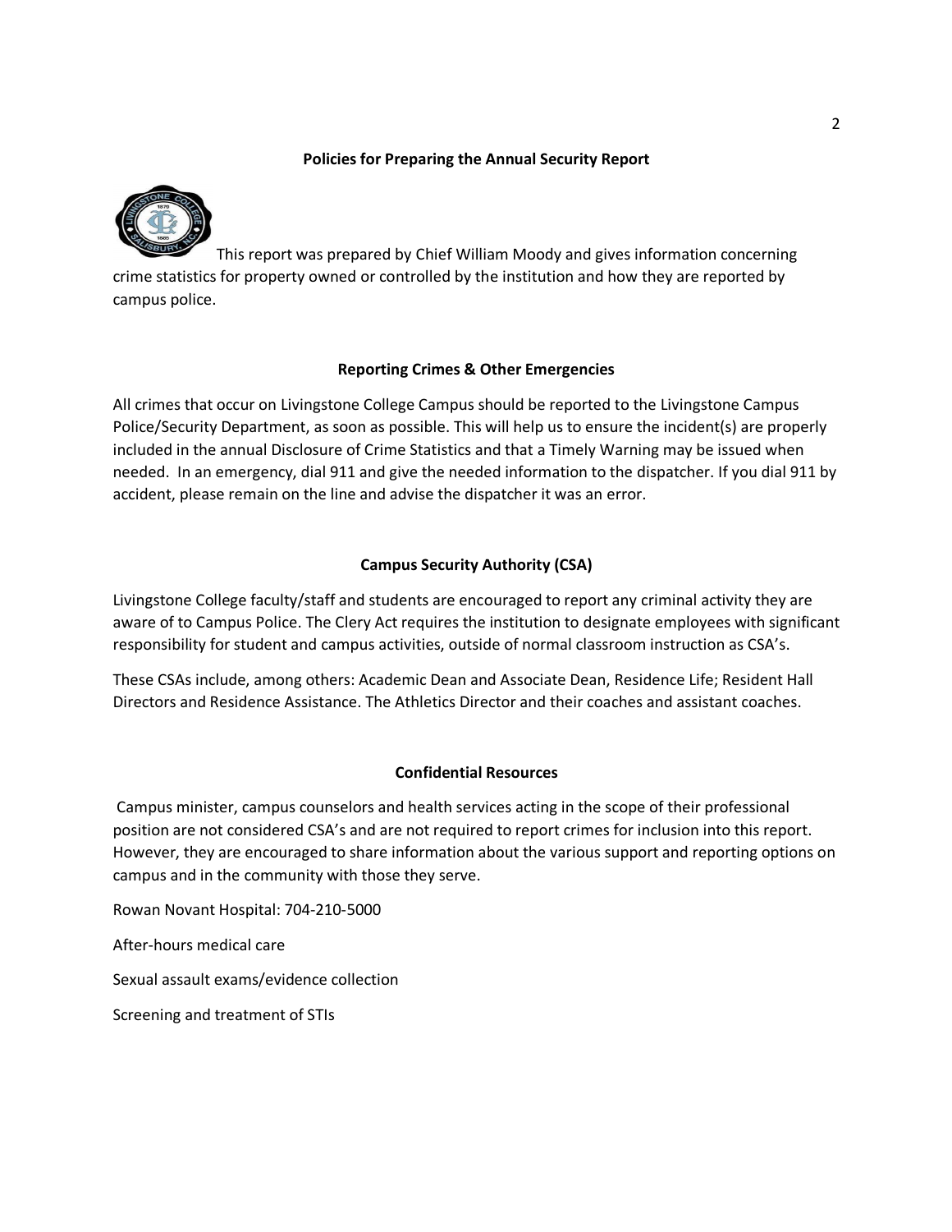## Policies for Preparing the Annual Security Report

This report was prepared by Chief William Moody and gives information concerning crime statistics for property owned or controlled by the institution and how they are reported by campus police.

## Reporting Crimes & Other Emergencies

All crimes that occur on Livingstone College Campus should be reported to the Livingstone Campus Police/Security Department, as soon as possible. This will help us to ensure the incident(s) are properly included in the annual Disclosure of Crime Statistics and that a Timely Warning may be issued when needed. In an emergency, dial 911 and give the needed information to the dispatcher. If you dial 911 by accident, please remain on the line and advise the dispatcher it was an error.

## Campus Security Authority (CSA)

Livingstone College faculty/staff and students are encouraged to report any criminal activity they are aware of to Campus Police. The Clery Act requires the institution to designate employees with significant responsibility for student and campus activities, outside of normal classroom instruction as CSA's.

These CSAs include, among others: Academic Dean and Associate Dean, Residence Life; Resident Hall Directors and Residence Assistance. The Athletics Director and their coaches and assistant coaches.

## Confidential Resources

Campus minister, campus counselors and health services acting in the scope of their professional position are not considered CSA's and are not required to report crimes for inclusion into this report. However, they are encouraged to share information about the various support and reporting options on campus and in the community with those they serve.

Rowan Novant Hospital: 704-210-5000

After-hours medical care

Sexual assault exams/evidence collection

Screening and treatment of STIs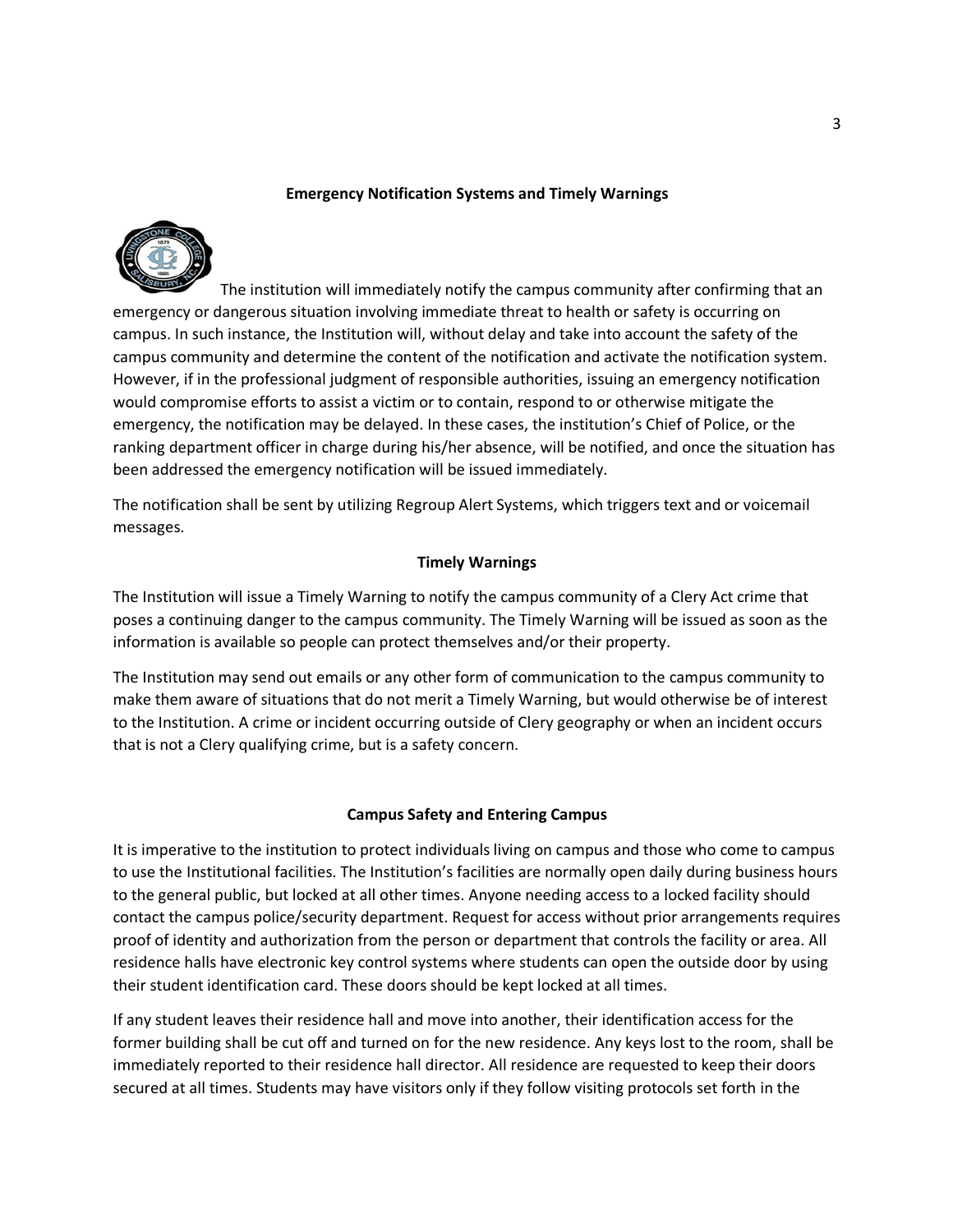**Emergency Notification Systems and Timely Warnings**

The institution will immediately notify the campus community after confirming that an emergency or dangerous situation involving immediate threat to health or safety is occurring on campus. In such instance, the Institution will, without delay and take into account the safety of the campus community and determine the content of the notification and activate the notification system. However, if in the professional judgment of responsible authorities, issuing an emergency notification would compromise efforts to assist a victim or to contain, respond to or otherwise mitigate the emergency, the notification may be delayed. In these cases, the institution's Chief of Police, or the ranking department officer in charge during his/her absence, will be notified, and once the situation has been addressed the emergency notification will be issued immediately.

The notification shall be sent by utilizing Regroup Alert Systems, which triggers text and or voicemail messages.

**Timely Warnings**

The Institution will issue a Timely Warning to notify the campus community of a Clery Act crime that poses a continuing danger to the campus community. The Timely Warning will be issued as soon as the information is available so people can protect themselves and/or their property.

The Institution may send out emails or any other form of communication to the campus community to make them aware of situations that do not merit a Timely Warning, but would otherwise be of interest to the Institution. A crime or incident occurring outside of Clery geography or when an incident occurs that is not a Clery qualifying crime, but is a safety concern.

**Campus Safety and Entering Campus**

It is imperative to the institution to protect individuals living on campus and those who come to campus to use the Institutional facilities. The Institution's facilities are normally open daily during business hours to the general public, but locked at all other times. Anyone needing access to a locked facility should contact the campus police/security department. Request for access without prior arrangements requires proof of identity and authorization from the person or department that controls the facility or area. All residence halls have electronic key control systems where students can open the outside door by using their student identification card. These doors should be kept locked at all times.

If any student leaves their residence hall and move into another, their identification access for the former building shall be cut off and turned on for the new residence. Any keys lost to the room, shall be immediately reported to their residence hall director. All residence are requested to keep their doors secured at all times. Students may have visitors only if they follow visiting protocols set forth in the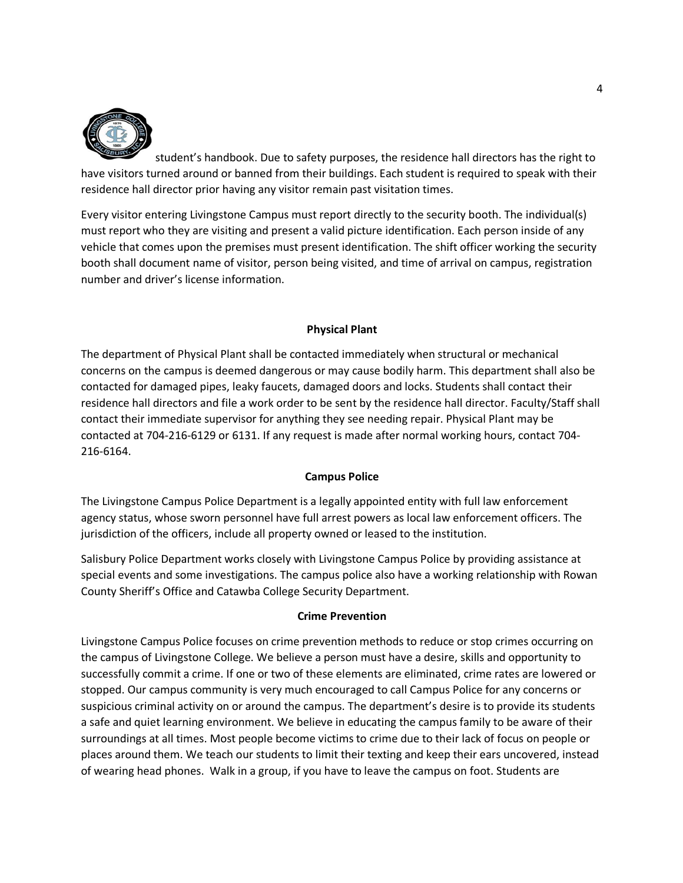student's handbook. Due to safety purposes, the residence hall directors has the right to have visitors turned around or banned from their buildings. Each student is required to speak with their residence hall director prior having any visitor remain past visitation times.

Every visitor entering Livingstone Campus must report directly to the security booth. The individual(s) must report who they are visiting and present a valid picture identification. Each person inside of any vehicle that comes upon the premises must present identification. The shift officer working the security booth shall document name of visitor, person being visited, and time of arrival on campus, registration number and driver's license information.

**Physical Plant**

The department of Physical Plant shall be contacted immediately when structural or mechanical concerns on the campus is deemed dangerous or may cause bodily harm. This department shall also be contacted for damaged pipes, leaky faucets, damaged doors and locks. Students shall contact their residence hall directors and file a work order to be sent by the residence hall director. Faculty/Staff shall contact their immediate supervisor for anything they see needing repair. Physical Plant may be contacted at 704-216-6129 or 6131. If any request is made after normal working hours, contact 704-216-6164.

**Campus Police**

The Livingstone Campus Police Department is a legally appointed entity with full law enforcement agency status, whose sworn personnel have full arrest powers as local law enforcement officers. The jurisdiction of the officers, include all property owned or leased to the institution.

Salisbury Police Department works closely with Livingstone Campus Police by providing assistance at special events and some investigations. The campus police also have a working relationship with Rowan County Sheriff's Office and Catawba College Security Department.

**Crime Prevention**

Livingstone Campus Police focuses on crime prevention methods to reduce or stop crimes occurring on the campus of Livingstone College. We believe a person must have a desire, skills and opportunity to successfully commit a crime. If one or two of these elements are eliminated, crime rates are lowered or stopped. Our campus community is very much encouraged to call Campus Police for any concerns or suspicious criminal activity on or around the campus. The department's desire is to provide its students a safe and quiet learning environment. We believe in educating the campus family to be aware of their surroundings at all times. Most people become victims to crime due to their lack of focus on people or places around them. We teach our students to limit their texting and keep their ears uncovered, instead of wearing head phones. Walk in a group, if you have to leave the campus on foot. Students are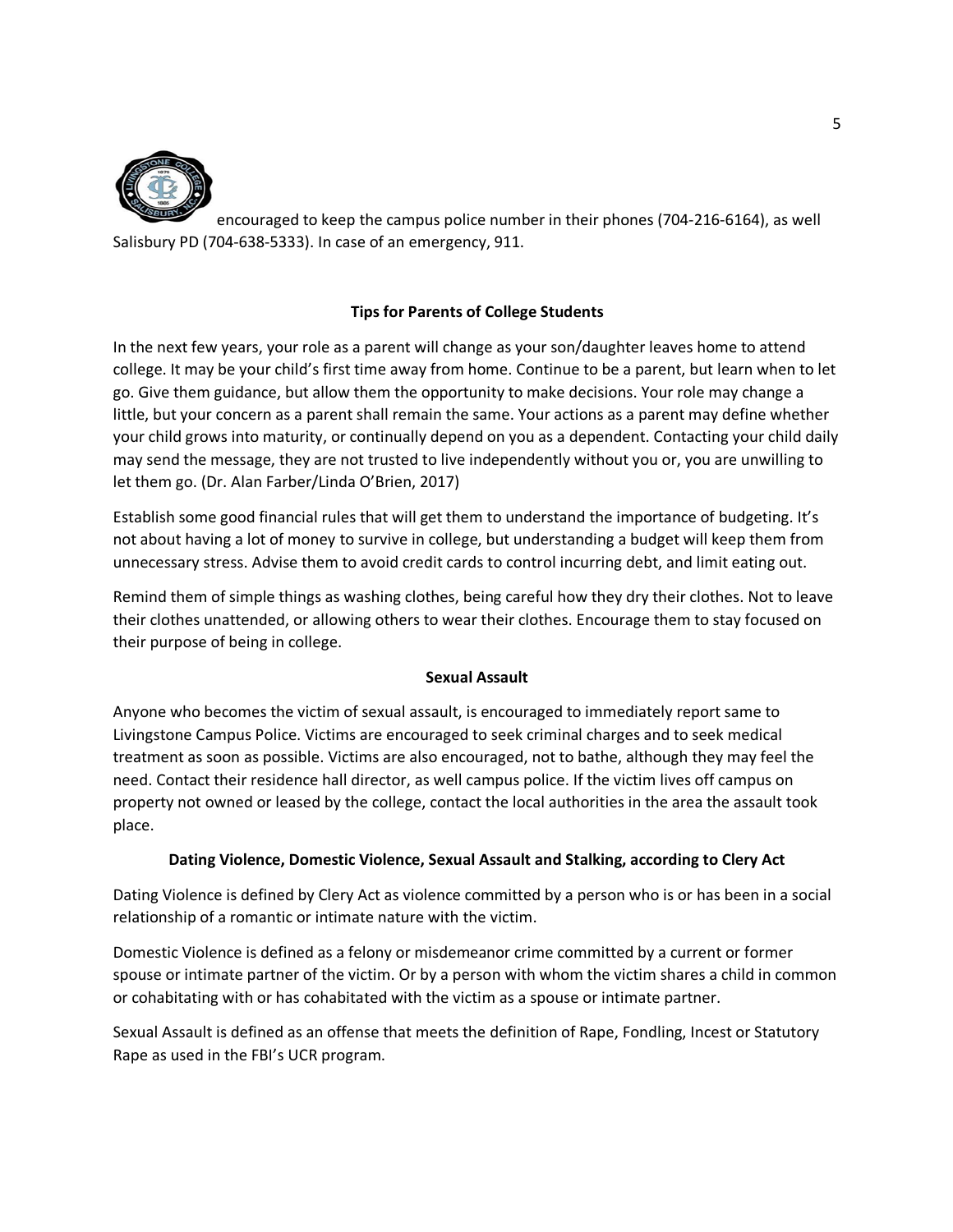encouraged to keep the campus police number in their phones (704-216-6164), as well Salisbury PD (704-638-5333). In case of an emergency, 911.

## Tips for Parents of College Students

In the next few years, your role as a parent will change as your son/daughter leaves home to attend college. It may be your child's first time away from home. Continue to be a parent, but learn when to let go. Give them guidance, but allow them the opportunity to make decisions. Your role may change a little, but your concern as a parent shall remain the same. Your actions as a parent may define whether your child grows into maturity, or continually depend on you as a dependent. Contacting your child daily may send the message, they are not trusted to live independently without you or, you are unwilling to let them go. (Dr. Alan Farber/Linda O'Brien, 2017)

Establish some good financial rules that will get them to understand the importance of budgeting. It's not about having a lot of money to survive in college, but understanding a budget will keep them from unnecessary stress. Advise them to avoid credit cards to control incurring debt, and limit eating out.

Remind them of simple things as washing clothes, being careful how they dry their clothes. Not to leave their clothes unattended, or allowing others to wear their clothes. Encourage them to stay focused on their purpose of being in college.

## Sexual Assault

Anyone who becomes the victim of sexual assault, is encouraged to immediately report same to Livingstone Campus Police. Victims are encouraged to seek criminal charges and to seek medical treatment as soon as possible. Victims are also encouraged, not to bathe, although they may feel the need. Contact their residence hall director, as well campus police. If the victim lives off campus on property not owned or leased by the college, contact the local authorities in the area the assault took place.

## Dating Violence, Domestic Violence, Sexual Assault and Stalking, according to Clery Act

Dating Violence is defined by Clery Act as violence committed by a person who is or has been in a social relationship of a romantic or intimate nature with the victim.

Domestic Violence is defined as a felony or misdemeanor crime committed by a current or former spouse or intimate partner of the victim. Or by a person with whom the victim shares a child in common or cohabitating with or has cohabitated with the victim as a spouse or intimate partner.

Sexual Assault is defined as an offense that meets the definition of Rape, Fondling, Incest or Statutory Rape as used in the FBI's UCR program.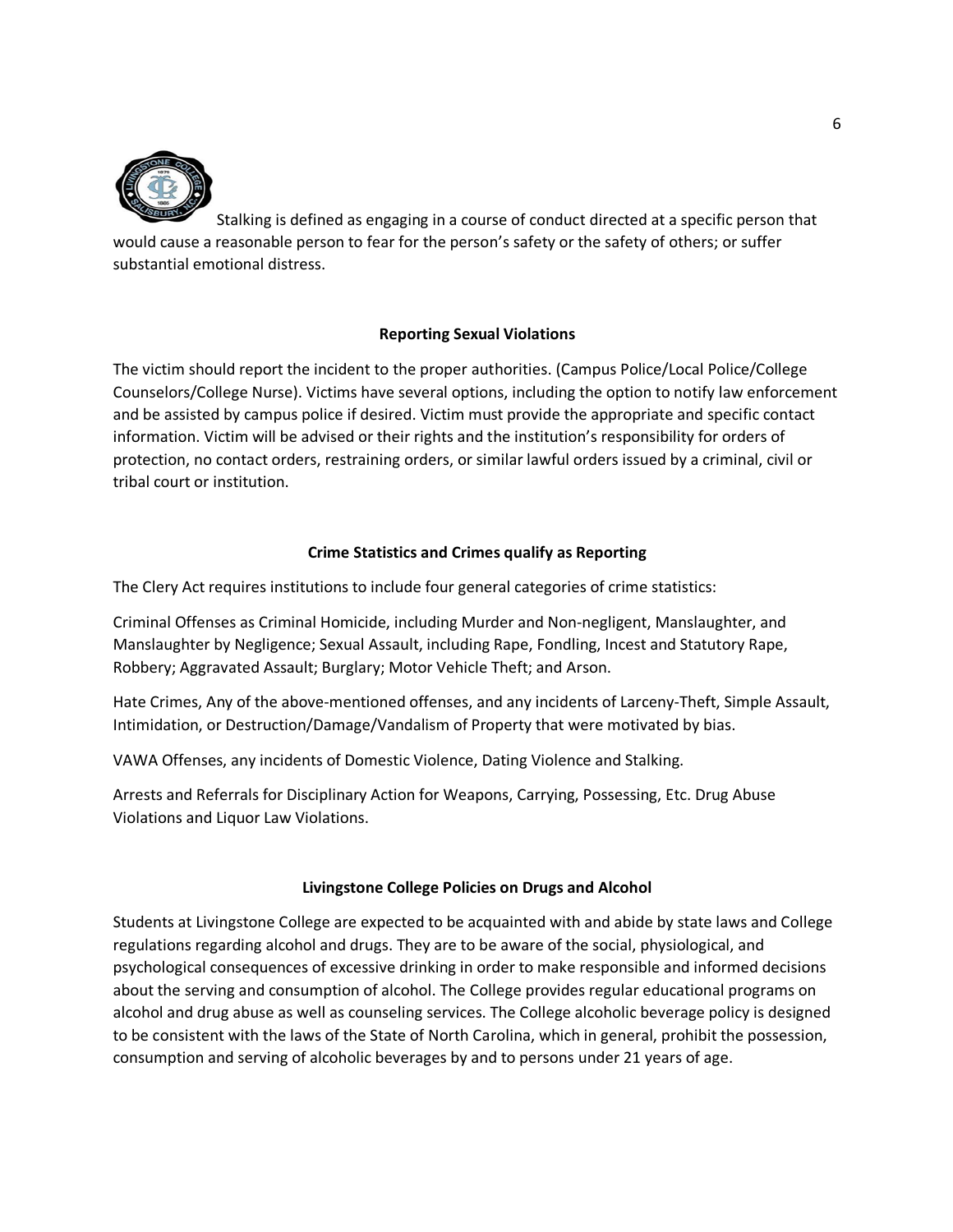Stalking is defined as engaging in a course of conduct directed at a specific person that would cause a reasonable person to fear for the person's safety or the safety of others; or suffer substantial emotional distress.

**Reporting Sexual Violations**

The victim should report the incident to the proper authorities. (Campus Police/Local Police/College Counselors/College Nurse). Victims have several options, including the option to notify law enforcement and be assisted by campus police if desired. Victim must provide the appropriate and specific contact information. Victim will be advised or their rights and the institution's responsibility for orders of protection, no contact orders, restraining orders, or similar lawful orders issued by a criminal, civil or tribal court or institution.

**Crime Statistics and Crimes qualify as Reporting**

The Clery Act requires institutions to include four general categories of crime statistics:

Criminal Offenses as Criminal Homicide, including Murder and Non-negligent, Manslaughter, and Manslaughter by Negligence; Sexual Assault, including Rape, Fondling, Incest and Statutory Rape, Robbery; Aggravated Assault; Burglary; Motor Vehicle Theft; and Arson.

Hate Crimes, Any of the above-mentioned offenses, and any incidents of Larceny-Theft, Simple Assault, Intimidation, or Destruction/Damage/Vandalism of Property that were motivated by bias.

VAWA Offenses, any incidents of Domestic Violence, Dating Violence and Stalking.

Arrests and Referrals for Disciplinary Action for Weapons, Carrying, Possessing, Etc. Drug Abuse Violations and Liquor Law Violations.

**Livingstone College Policies on Drugs and Alcohol**

Students at Livingstone College are expected to be acquainted with and abide by state laws and College regulations regarding alcohol and drugs. They are to be aware of the social, physiological, and psychological consequences of excessive drinking in order to make responsible and informed decisions about the serving and consumption of alcohol. The College provides regular educational programs on alcohol and drug abuse as well as counseling services. The College alcoholic beverage policy is designed to be consistent with the laws of the State of North Carolina, which in general, prohibit the possession, consumption and serving of alcoholic beverages by and to persons under 21 years of age.